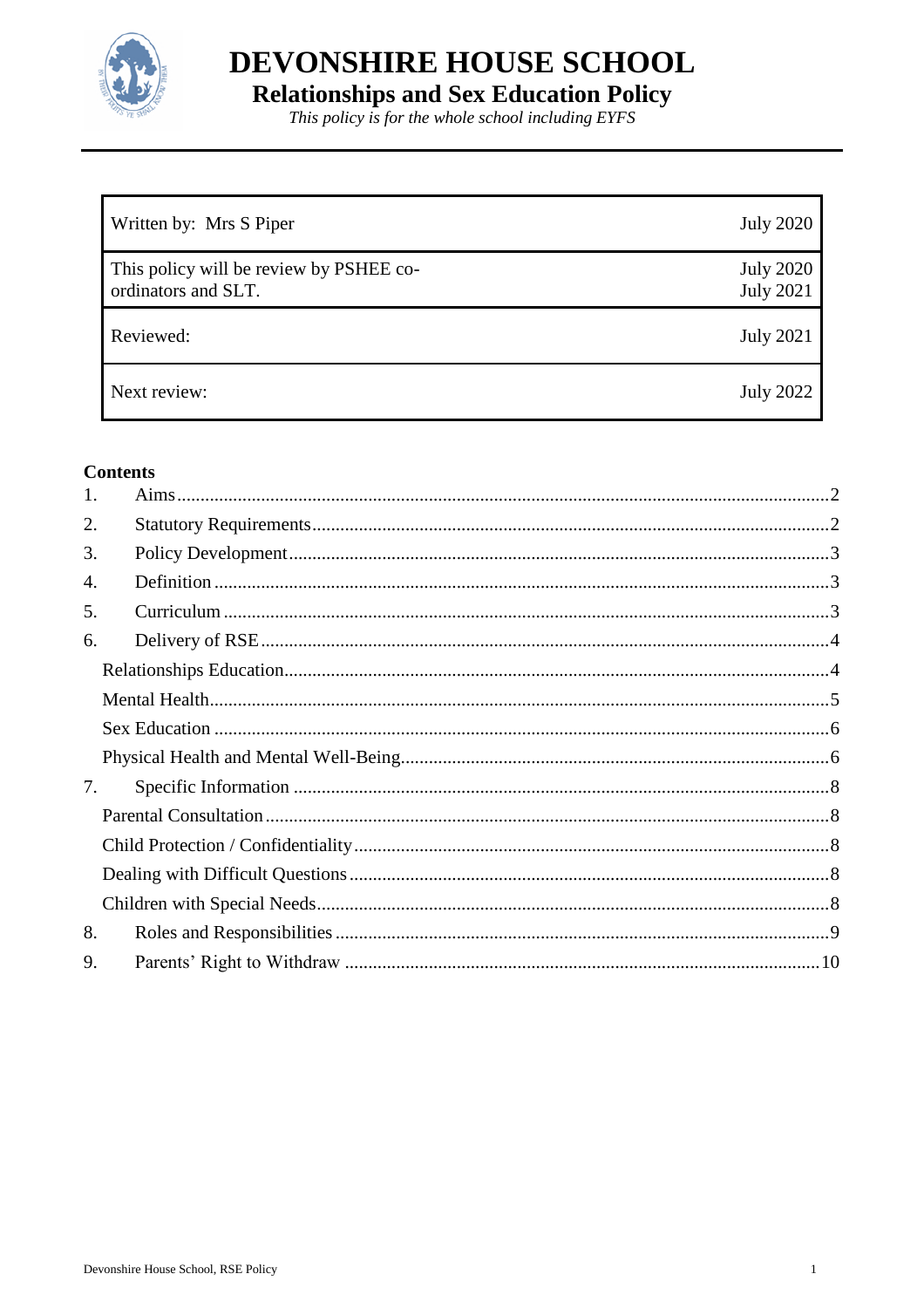# DEVONSHIRE HOUSE SCHOOL

## Relationships and Sex Education Policy

*This policy is for the whole school including EYFS*

| | |
|---|---|
| Written by: Mrs S Piper | July 2020 |
| This policy will be review by PSHEE co-ordinators and SLT. | July 2020<br>July 2021 |
| Reviewed: | July 2021 |
| Next review: | July 2022 |

**Contents**

1. Aims....................2
2. Statutory Requirements....................2
3. Policy Development....................3
4. Definition....................3
5. Curriculum....................3
6. Delivery of RSE....................4
   - Relationships Education....................4
   - Mental Health....................5
   - Sex Education....................6
   - Physical Health and Mental Well-Being....................6
7. Specific Information....................8
   - Parental Consultation....................8
   - Child Protection / Confidentiality....................8
   - Dealing with Difficult Questions....................8
   - Children with Special Needs....................8
8. Roles and Responsibilities....................9
9. Parents' Right to Withdraw....................10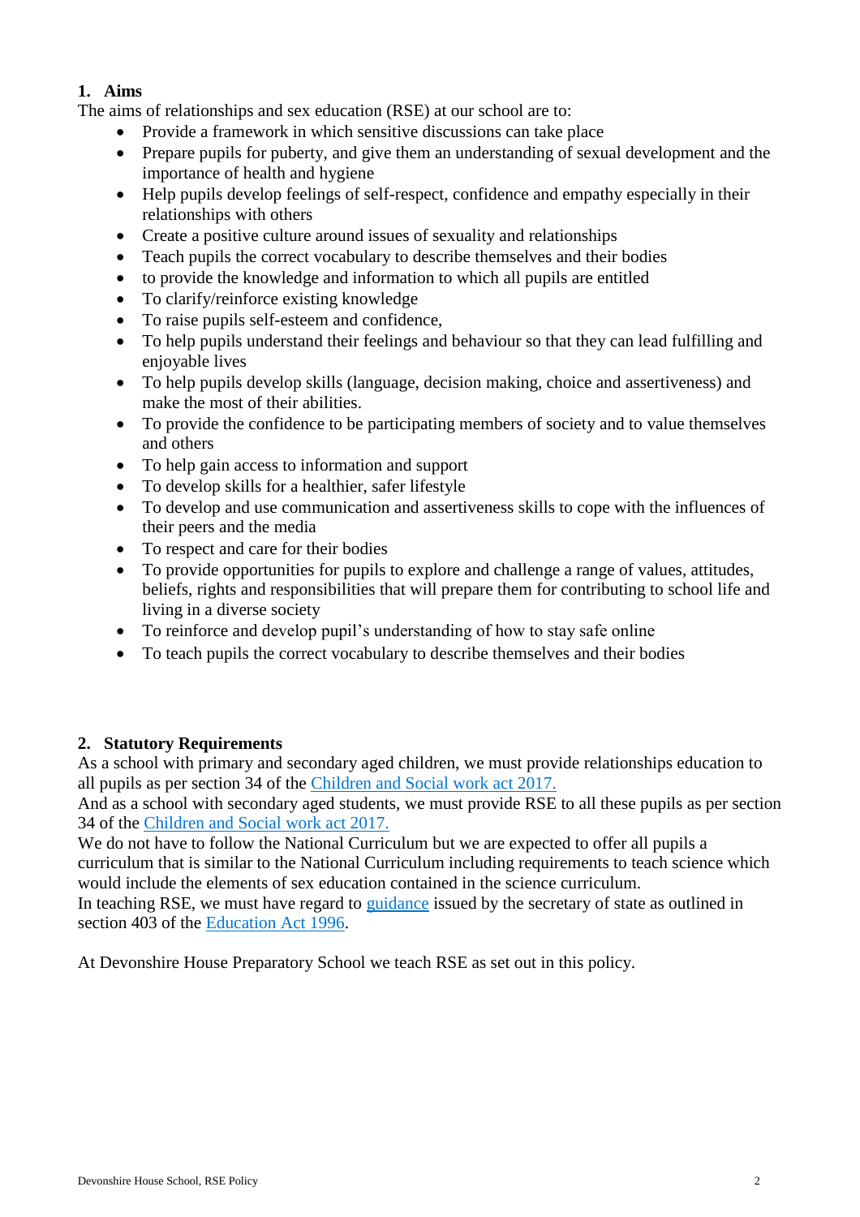## 1. Aims

The aims of relationships and sex education (RSE) at our school are to:

- Provide a framework in which sensitive discussions can take place
- Prepare pupils for puberty, and give them an understanding of sexual development and the importance of health and hygiene
- Help pupils develop feelings of self-respect, confidence and empathy especially in their relationships with others
- Create a positive culture around issues of sexuality and relationships
- Teach pupils the correct vocabulary to describe themselves and their bodies
- to provide the knowledge and information to which all pupils are entitled
- To clarify/reinforce existing knowledge
- To raise pupils self-esteem and confidence,
- To help pupils understand their feelings and behaviour so that they can lead fulfilling and enjoyable lives
- To help pupils develop skills (language, decision making, choice and assertiveness) and make the most of their abilities.
- To provide the confidence to be participating members of society and to value themselves and others
- To help gain access to information and support
- To develop skills for a healthier, safer lifestyle
- To develop and use communication and assertiveness skills to cope with the influences of their peers and the media
- To respect and care for their bodies
- To provide opportunities for pupils to explore and challenge a range of values, attitudes, beliefs, rights and responsibilities that will prepare them for contributing to school life and living in a diverse society
- To reinforce and develop pupil's understanding of how to stay safe online
- To teach pupils the correct vocabulary to describe themselves and their bodies

## 2. Statutory Requirements

As a school with primary and secondary aged children, we must provide relationships education to all pupils as per section 34 of the Children and Social work act 2017.

And as a school with secondary aged students, we must provide RSE to all these pupils as per section 34 of the Children and Social work act 2017.

We do not have to follow the National Curriculum but we are expected to offer all pupils a curriculum that is similar to the National Curriculum including requirements to teach science which would include the elements of sex education contained in the science curriculum.

In teaching RSE, we must have regard to guidance issued by the secretary of state as outlined in section 403 of the Education Act 1996.

At Devonshire House Preparatory School we teach RSE as set out in this policy.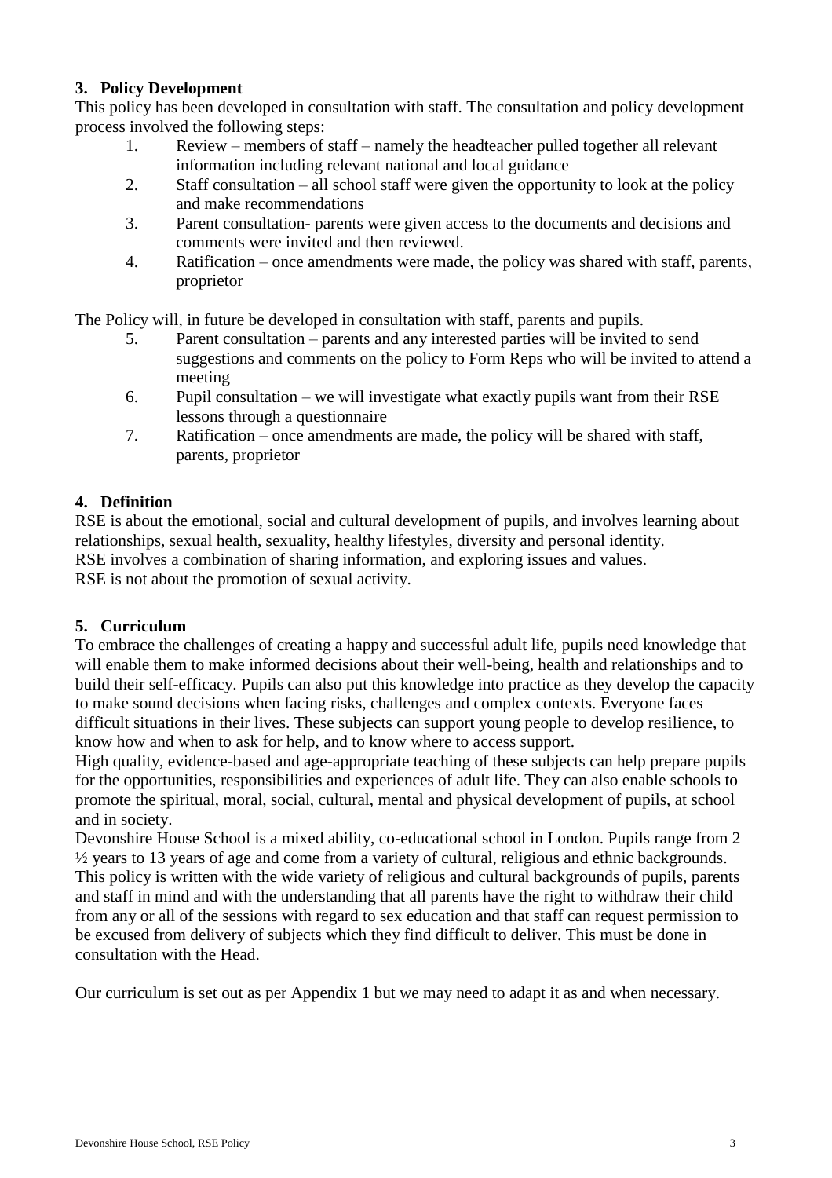## 3. Policy Development

This policy has been developed in consultation with staff. The consultation and policy development process involved the following steps:

1. Review – members of staff – namely the headteacher pulled together all relevant information including relevant national and local guidance
2. Staff consultation – all school staff were given the opportunity to look at the policy and make recommendations
3. Parent consultation- parents were given access to the documents and decisions and comments were invited and then reviewed.
4. Ratification – once amendments were made, the policy was shared with staff, parents, proprietor

The Policy will, in future be developed in consultation with staff, parents and pupils.

5. Parent consultation – parents and any interested parties will be invited to send suggestions and comments on the policy to Form Reps who will be invited to attend a meeting
6. Pupil consultation – we will investigate what exactly pupils want from their RSE lessons through a questionnaire
7. Ratification – once amendments are made, the policy will be shared with staff, parents, proprietor

## 4. Definition

RSE is about the emotional, social and cultural development of pupils, and involves learning about relationships, sexual health, sexuality, healthy lifestyles, diversity and personal identity.
RSE involves a combination of sharing information, and exploring issues and values.
RSE is not about the promotion of sexual activity.

## 5. Curriculum

To embrace the challenges of creating a happy and successful adult life, pupils need knowledge that will enable them to make informed decisions about their well-being, health and relationships and to build their self-efficacy. Pupils can also put this knowledge into practice as they develop the capacity to make sound decisions when facing risks, challenges and complex contexts. Everyone faces difficult situations in their lives. These subjects can support young people to develop resilience, to know how and when to ask for help, and to know where to access support.
High quality, evidence-based and age-appropriate teaching of these subjects can help prepare pupils for the opportunities, responsibilities and experiences of adult life. They can also enable schools to promote the spiritual, moral, social, cultural, mental and physical development of pupils, at school and in society.
Devonshire House School is a mixed ability, co-educational school in London. Pupils range from 2 ½ years to 13 years of age and come from a variety of cultural, religious and ethnic backgrounds. This policy is written with the wide variety of religious and cultural backgrounds of pupils, parents and staff in mind and with the understanding that all parents have the right to withdraw their child from any or all of the sessions with regard to sex education and that staff can request permission to be excused from delivery of subjects which they find difficult to deliver. This must be done in consultation with the Head.

Our curriculum is set out as per Appendix 1 but we may need to adapt it as and when necessary.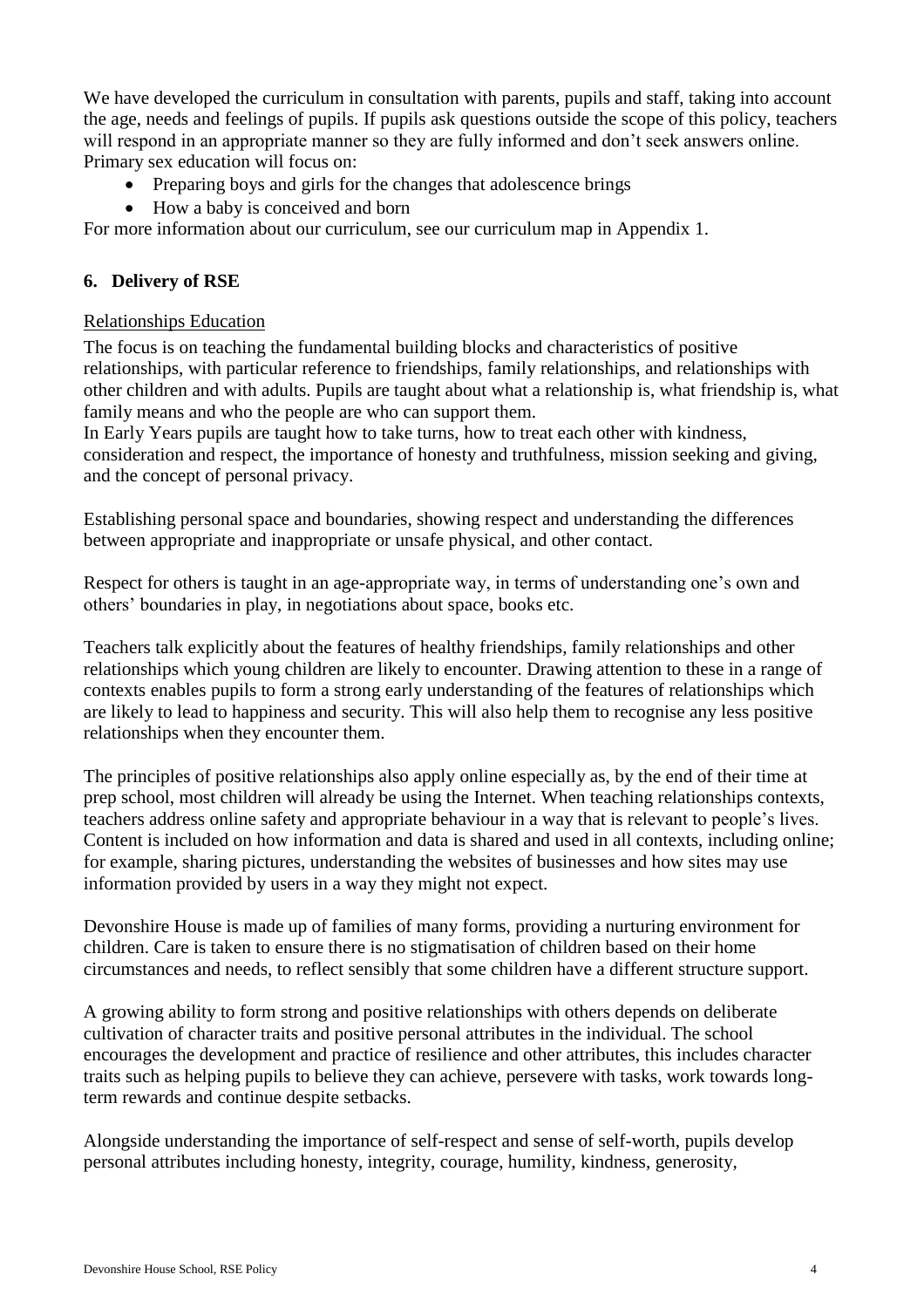We have developed the curriculum in consultation with parents, pupils and staff, taking into account the age, needs and feelings of pupils. If pupils ask questions outside the scope of this policy, teachers will respond in an appropriate manner so they are fully informed and don't seek answers online. Primary sex education will focus on:

- Preparing boys and girls for the changes that adolescence brings
- How a baby is conceived and born

For more information about our curriculum, see our curriculum map in Appendix 1.

## 6. Delivery of RSE

Relationships Education

The focus is on teaching the fundamental building blocks and characteristics of positive relationships, with particular reference to friendships, family relationships, and relationships with other children and with adults. Pupils are taught about what a relationship is, what friendship is, what family means and who the people are who can support them.

In Early Years pupils are taught how to take turns, how to treat each other with kindness, consideration and respect, the importance of honesty and truthfulness, mission seeking and giving, and the concept of personal privacy.

Establishing personal space and boundaries, showing respect and understanding the differences between appropriate and inappropriate or unsafe physical, and other contact.

Respect for others is taught in an age-appropriate way, in terms of understanding one's own and others' boundaries in play, in negotiations about space, books etc.

Teachers talk explicitly about the features of healthy friendships, family relationships and other relationships which young children are likely to encounter. Drawing attention to these in a range of contexts enables pupils to form a strong early understanding of the features of relationships which are likely to lead to happiness and security. This will also help them to recognise any less positive relationships when they encounter them.

The principles of positive relationships also apply online especially as, by the end of their time at prep school, most children will already be using the Internet. When teaching relationships contexts, teachers address online safety and appropriate behaviour in a way that is relevant to people's lives. Content is included on how information and data is shared and used in all contexts, including online; for example, sharing pictures, understanding the websites of businesses and how sites may use information provided by users in a way they might not expect.

Devonshire House is made up of families of many forms, providing a nurturing environment for children. Care is taken to ensure there is no stigmatisation of children based on their home circumstances and needs, to reflect sensibly that some children have a different structure support.

A growing ability to form strong and positive relationships with others depends on deliberate cultivation of character traits and positive personal attributes in the individual. The school encourages the development and practice of resilience and other attributes, this includes character traits such as helping pupils to believe they can achieve, persevere with tasks, work towards long-term rewards and continue despite setbacks.

Alongside understanding the importance of self-respect and sense of self-worth, pupils develop personal attributes including honesty, integrity, courage, humility, kindness, generosity,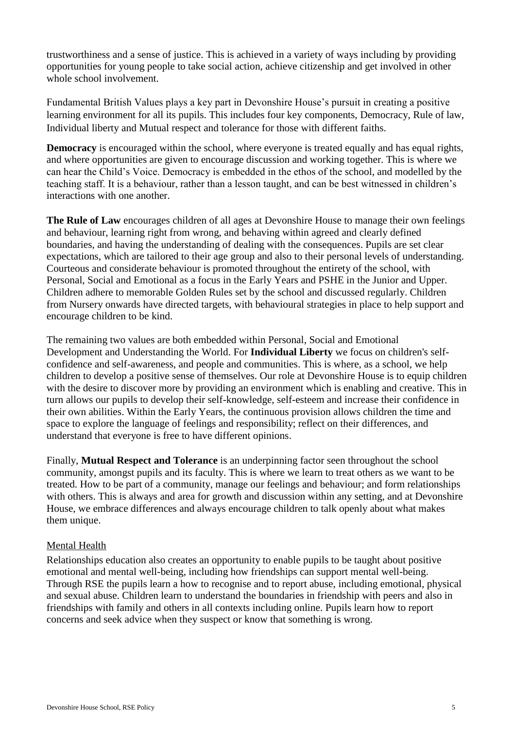trustworthiness and a sense of justice. This is achieved in a variety of ways including by providing opportunities for young people to take social action, achieve citizenship and get involved in other whole school involvement.

Fundamental British Values plays a key part in Devonshire House's pursuit in creating a positive learning environment for all its pupils. This includes four key components, Democracy, Rule of law, Individual liberty and Mutual respect and tolerance for those with different faiths.

**Democracy** is encouraged within the school, where everyone is treated equally and has equal rights, and where opportunities are given to encourage discussion and working together. This is where we can hear the Child's Voice. Democracy is embedded in the ethos of the school, and modelled by the teaching staff. It is a behaviour, rather than a lesson taught, and can be best witnessed in children's interactions with one another.

**The Rule of Law** encourages children of all ages at Devonshire House to manage their own feelings and behaviour, learning right from wrong, and behaving within agreed and clearly defined boundaries, and having the understanding of dealing with the consequences. Pupils are set clear expectations, which are tailored to their age group and also to their personal levels of understanding. Courteous and considerate behaviour is promoted throughout the entirety of the school, with Personal, Social and Emotional as a focus in the Early Years and PSHE in the Junior and Upper. Children adhere to memorable Golden Rules set by the school and discussed regularly. Children from Nursery onwards have directed targets, with behavioural strategies in place to help support and encourage children to be kind.

The remaining two values are both embedded within Personal, Social and Emotional Development and Understanding the World. For **Individual Liberty** we focus on children's self-confidence and self-awareness, and people and communities. This is where, as a school, we help children to develop a positive sense of themselves. Our role at Devonshire House is to equip children with the desire to discover more by providing an environment which is enabling and creative. This in turn allows our pupils to develop their self-knowledge, self-esteem and increase their confidence in their own abilities. Within the Early Years, the continuous provision allows children the time and space to explore the language of feelings and responsibility; reflect on their differences, and understand that everyone is free to have different opinions.

Finally, **Mutual Respect and Tolerance** is an underpinning factor seen throughout the school community, amongst pupils and its faculty. This is where we learn to treat others as we want to be treated. How to be part of a community, manage our feelings and behaviour; and form relationships with others. This is always and area for growth and discussion within any setting, and at Devonshire House, we embrace differences and always encourage children to talk openly about what makes them unique.

## Mental Health

Relationships education also creates an opportunity to enable pupils to be taught about positive emotional and mental well-being, including how friendships can support mental well-being. Through RSE the pupils learn a how to recognise and to report abuse, including emotional, physical and sexual abuse. Children learn to understand the boundaries in friendship with peers and also in friendships with family and others in all contexts including online. Pupils learn how to report concerns and seek advice when they suspect or know that something is wrong.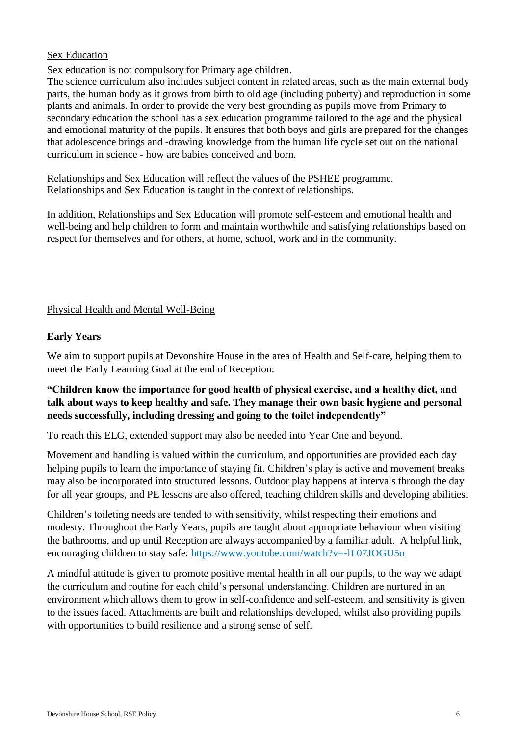## Sex Education

Sex education is not compulsory for Primary age children.
The science curriculum also includes subject content in related areas, such as the main external body parts, the human body as it grows from birth to old age (including puberty) and reproduction in some plants and animals. In order to provide the very best grounding as pupils move from Primary to secondary education the school has a sex education programme tailored to the age and the physical and emotional maturity of the pupils. It ensures that both boys and girls are prepared for the changes that adolescence brings and -drawing knowledge from the human life cycle set out on the national curriculum in science - how are babies conceived and born.

Relationships and Sex Education will reflect the values of the PSHEE programme.
Relationships and Sex Education is taught in the context of relationships.

In addition, Relationships and Sex Education will promote self-esteem and emotional health and well-being and help children to form and maintain worthwhile and satisfying relationships based on respect for themselves and for others, at home, school, work and in the community.

## Physical Health and Mental Well-Being

### Early Years

We aim to support pupils at Devonshire House in the area of Health and Self-care, helping them to meet the Early Learning Goal at the end of Reception:

**"Children know the importance for good health of physical exercise, and a healthy diet, and talk about ways to keep healthy and safe. They manage their own basic hygiene and personal needs successfully, including dressing and going to the toilet independently"**

To reach this ELG, extended support may also be needed into Year One and beyond.

Movement and handling is valued within the curriculum, and opportunities are provided each day helping pupils to learn the importance of staying fit. Children's play is active and movement breaks may also be incorporated into structured lessons. Outdoor play happens at intervals through the day for all year groups, and PE lessons are also offered, teaching children skills and developing abilities.

Children's toileting needs are tended to with sensitivity, whilst respecting their emotions and modesty. Throughout the Early Years, pupils are taught about appropriate behaviour when visiting the bathrooms, and up until Reception are always accompanied by a familiar adult. A helpful link, encouraging children to stay safe: https://www.youtube.com/watch?v=-lL07JOGU5o

A mindful attitude is given to promote positive mental health in all our pupils, to the way we adapt the curriculum and routine for each child's personal understanding. Children are nurtured in an environment which allows them to grow in self-confidence and self-esteem, and sensitivity is given to the issues faced. Attachments are built and relationships developed, whilst also providing pupils with opportunities to build resilience and a strong sense of self.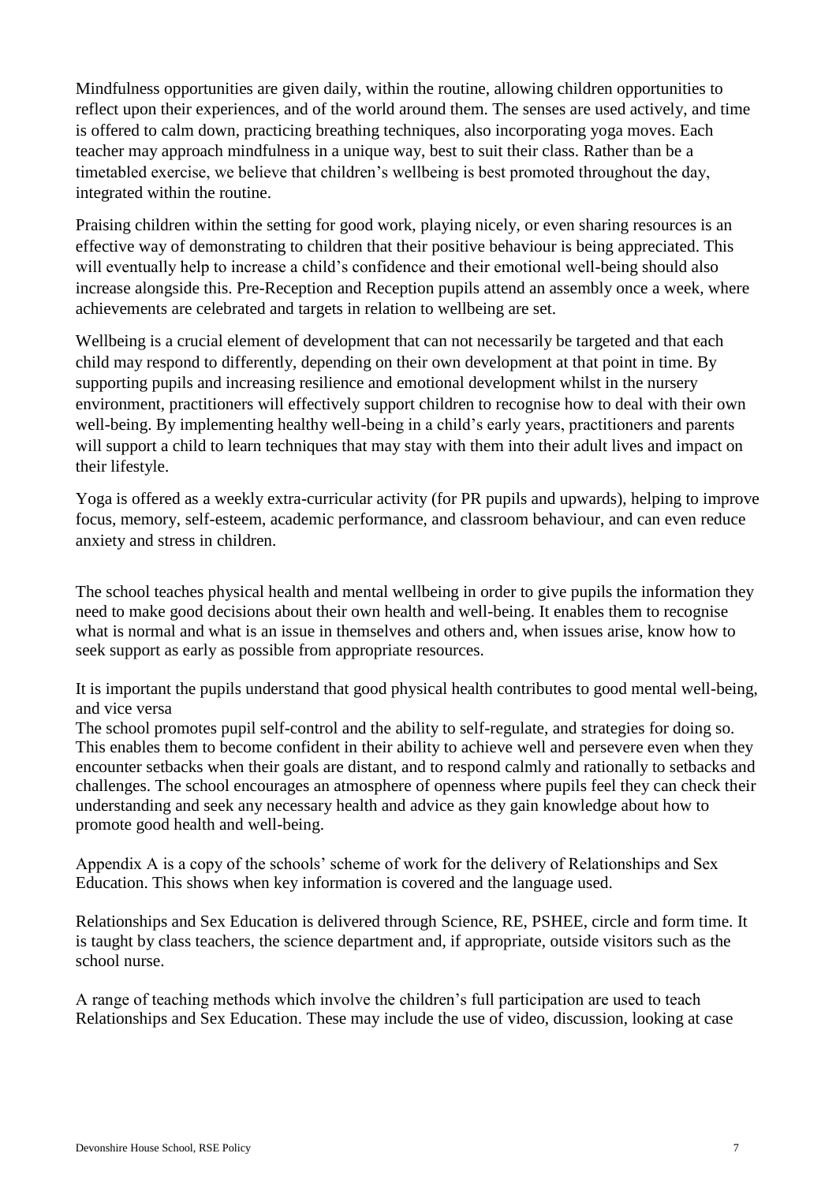Mindfulness opportunities are given daily, within the routine, allowing children opportunities to reflect upon their experiences, and of the world around them. The senses are used actively, and time is offered to calm down, practicing breathing techniques, also incorporating yoga moves. Each teacher may approach mindfulness in a unique way, best to suit their class. Rather than be a timetabled exercise, we believe that children's wellbeing is best promoted throughout the day, integrated within the routine.

Praising children within the setting for good work, playing nicely, or even sharing resources is an effective way of demonstrating to children that their positive behaviour is being appreciated. This will eventually help to increase a child's confidence and their emotional well-being should also increase alongside this. Pre-Reception and Reception pupils attend an assembly once a week, where achievements are celebrated and targets in relation to wellbeing are set.

Wellbeing is a crucial element of development that can not necessarily be targeted and that each child may respond to differently, depending on their own development at that point in time. By supporting pupils and increasing resilience and emotional development whilst in the nursery environment, practitioners will effectively support children to recognise how to deal with their own well-being. By implementing healthy well-being in a child's early years, practitioners and parents will support a child to learn techniques that may stay with them into their adult lives and impact on their lifestyle.

Yoga is offered as a weekly extra-curricular activity (for PR pupils and upwards), helping to improve focus, memory, self-esteem, academic performance, and classroom behaviour, and can even reduce anxiety and stress in children.

The school teaches physical health and mental wellbeing in order to give pupils the information they need to make good decisions about their own health and well-being. It enables them to recognise what is normal and what is an issue in themselves and others and, when issues arise, know how to seek support as early as possible from appropriate resources.

It is important the pupils understand that good physical health contributes to good mental well-being, and vice versa

The school promotes pupil self-control and the ability to self-regulate, and strategies for doing so. This enables them to become confident in their ability to achieve well and persevere even when they encounter setbacks when their goals are distant, and to respond calmly and rationally to setbacks and challenges. The school encourages an atmosphere of openness where pupils feel they can check their understanding and seek any necessary health and advice as they gain knowledge about how to promote good health and well-being.

Appendix A is a copy of the schools' scheme of work for the delivery of Relationships and Sex Education. This shows when key information is covered and the language used.

Relationships and Sex Education is delivered through Science, RE, PSHEE, circle and form time. It is taught by class teachers, the science department and, if appropriate, outside visitors such as the school nurse.

A range of teaching methods which involve the children's full participation are used to teach Relationships and Sex Education. These may include the use of video, discussion, looking at case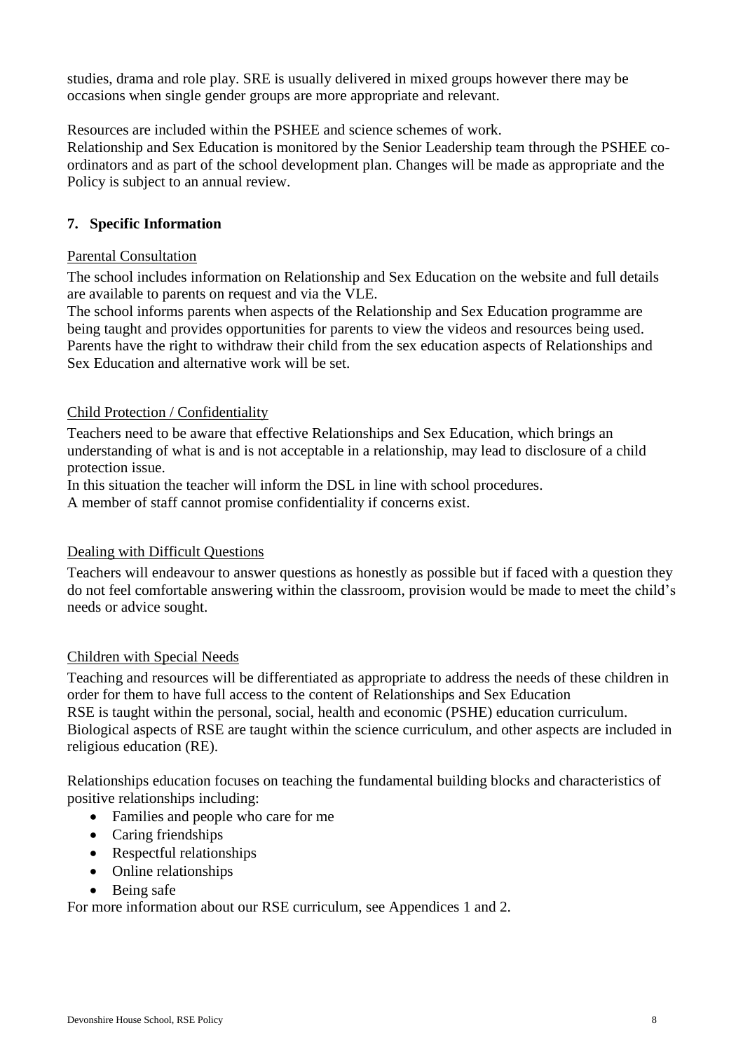studies, drama and role play. SRE is usually delivered in mixed groups however there may be occasions when single gender groups are more appropriate and relevant.

Resources are included within the PSHEE and science schemes of work.
Relationship and Sex Education is monitored by the Senior Leadership team through the PSHEE co-ordinators and as part of the school development plan. Changes will be made as appropriate and the Policy is subject to an annual review.

## 7. Specific Information

Parental Consultation

The school includes information on Relationship and Sex Education on the website and full details are available to parents on request and via the VLE.
The school informs parents when aspects of the Relationship and Sex Education programme are being taught and provides opportunities for parents to view the videos and resources being used. Parents have the right to withdraw their child from the sex education aspects of Relationships and Sex Education and alternative work will be set.

Child Protection / Confidentiality

Teachers need to be aware that effective Relationships and Sex Education, which brings an understanding of what is and is not acceptable in a relationship, may lead to disclosure of a child protection issue.
In this situation the teacher will inform the DSL in line with school procedures.
A member of staff cannot promise confidentiality if concerns exist.

Dealing with Difficult Questions

Teachers will endeavour to answer questions as honestly as possible but if faced with a question they do not feel comfortable answering within the classroom, provision would be made to meet the child's needs or advice sought.

Children with Special Needs

Teaching and resources will be differentiated as appropriate to address the needs of these children in order for them to have full access to the content of Relationships and Sex Education
RSE is taught within the personal, social, health and economic (PSHE) education curriculum. Biological aspects of RSE are taught within the science curriculum, and other aspects are included in religious education (RE).

Relationships education focuses on teaching the fundamental building blocks and characteristics of positive relationships including:

- Families and people who care for me
- Caring friendships
- Respectful relationships
- Online relationships
- Being safe

For more information about our RSE curriculum, see Appendices 1 and 2.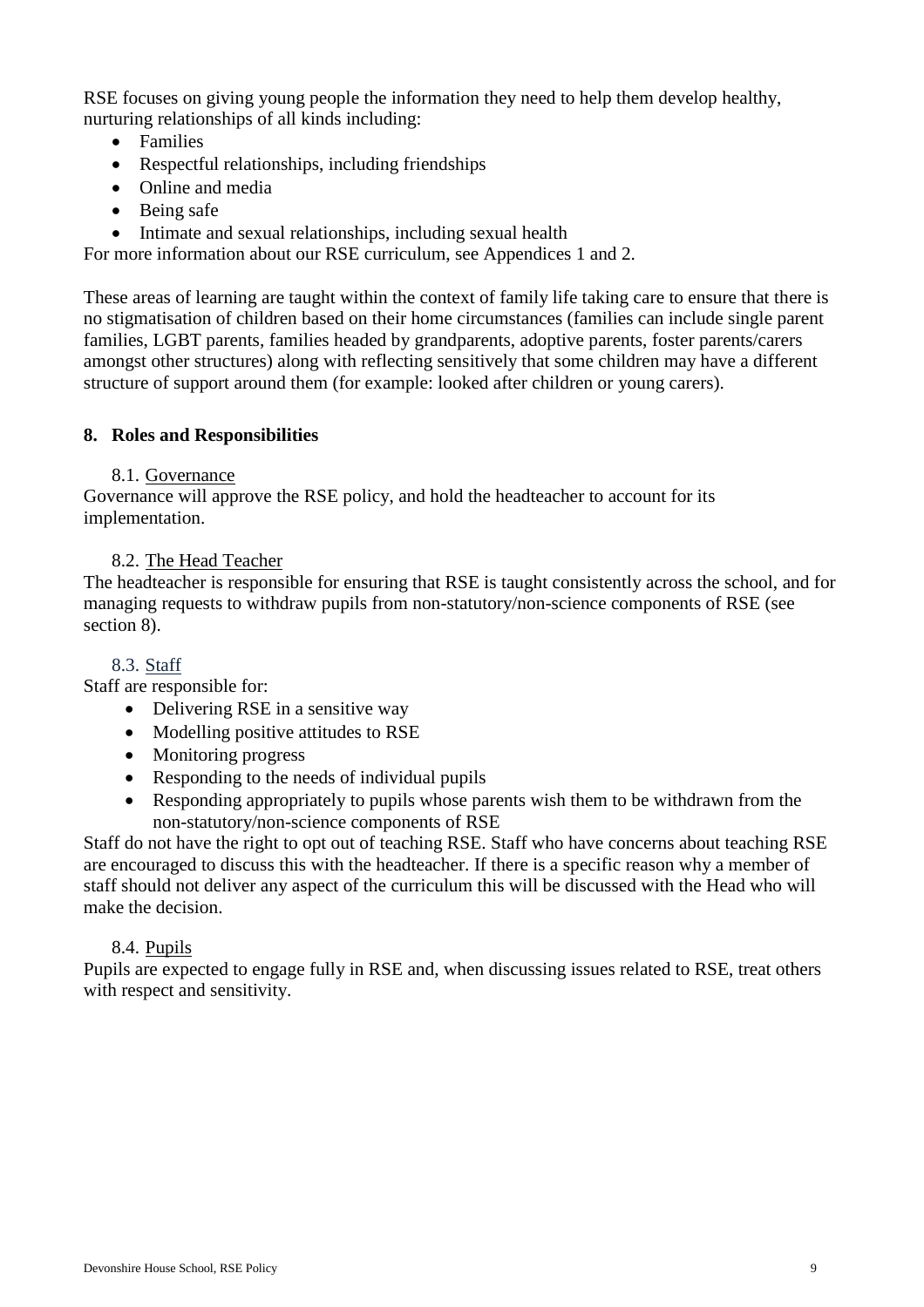RSE focuses on giving young people the information they need to help them develop healthy, nurturing relationships of all kinds including:

- Families
- Respectful relationships, including friendships
- Online and media
- Being safe
- Intimate and sexual relationships, including sexual health

For more information about our RSE curriculum, see Appendices 1 and 2.

These areas of learning are taught within the context of family life taking care to ensure that there is no stigmatisation of children based on their home circumstances (families can include single parent families, LGBT parents, families headed by grandparents, adoptive parents, foster parents/carers amongst other structures) along with reflecting sensitively that some children may have a different structure of support around them (for example: looked after children or young carers).

## 8. Roles and Responsibilities

### 8.1. Governance

Governance will approve the RSE policy, and hold the headteacher to account for its implementation.

### 8.2. The Head Teacher

The headteacher is responsible for ensuring that RSE is taught consistently across the school, and for managing requests to withdraw pupils from non-statutory/non-science components of RSE (see section 8).

### 8.3. Staff

Staff are responsible for:

- Delivering RSE in a sensitive way
- Modelling positive attitudes to RSE
- Monitoring progress
- Responding to the needs of individual pupils
- Responding appropriately to pupils whose parents wish them to be withdrawn from the non-statutory/non-science components of RSE

Staff do not have the right to opt out of teaching RSE. Staff who have concerns about teaching RSE are encouraged to discuss this with the headteacher. If there is a specific reason why a member of staff should not deliver any aspect of the curriculum this will be discussed with the Head who will make the decision.

### 8.4. Pupils

Pupils are expected to engage fully in RSE and, when discussing issues related to RSE, treat others with respect and sensitivity.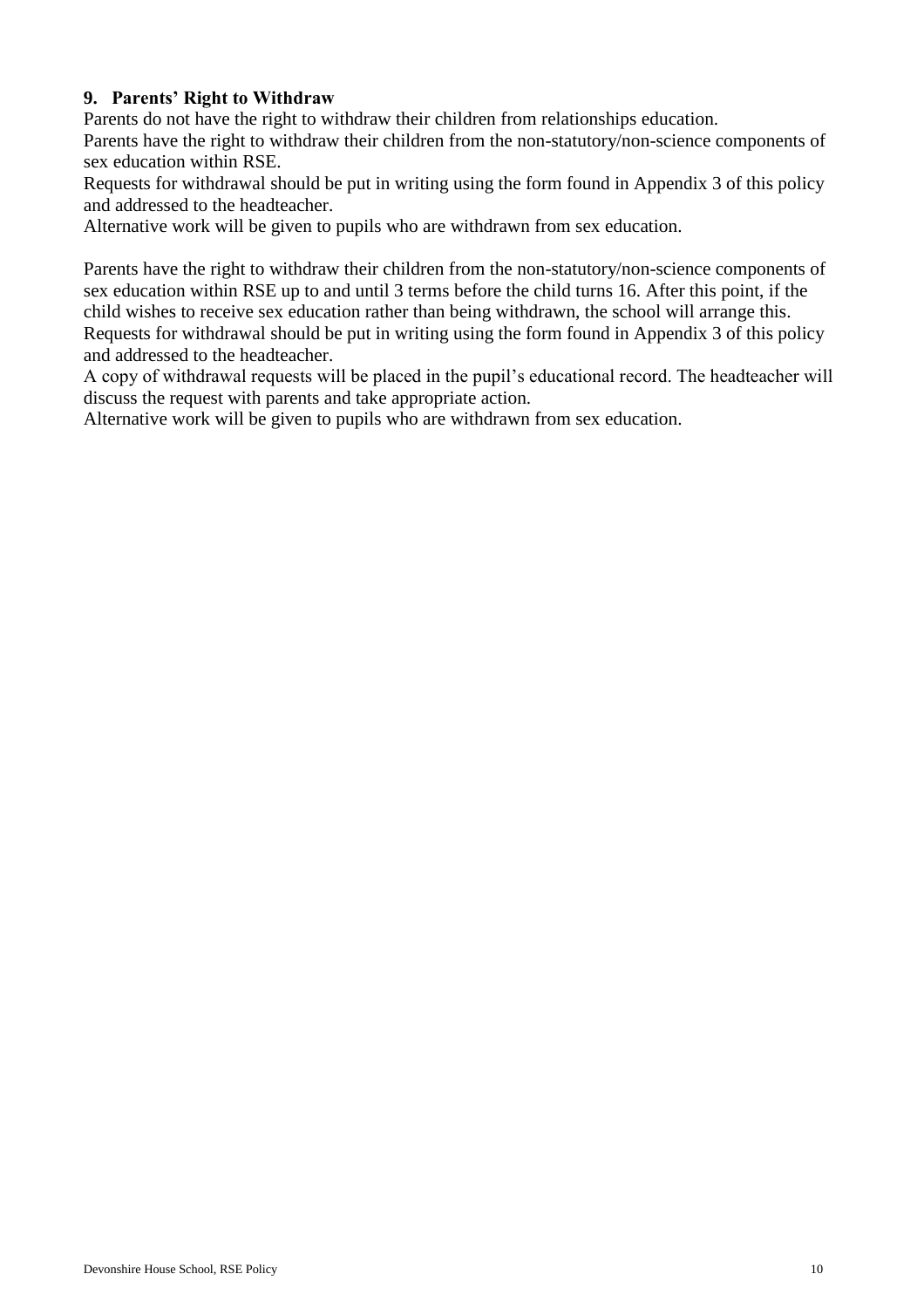## 9. Parents' Right to Withdraw

Parents do not have the right to withdraw their children from relationships education.
Parents have the right to withdraw their children from the non-statutory/non-science components of sex education within RSE.
Requests for withdrawal should be put in writing using the form found in Appendix 3 of this policy and addressed to the headteacher.
Alternative work will be given to pupils who are withdrawn from sex education.

Parents have the right to withdraw their children from the non-statutory/non-science components of sex education within RSE up to and until 3 terms before the child turns 16. After this point, if the child wishes to receive sex education rather than being withdrawn, the school will arrange this.
Requests for withdrawal should be put in writing using the form found in Appendix 3 of this policy and addressed to the headteacher.
A copy of withdrawal requests will be placed in the pupil's educational record. The headteacher will discuss the request with parents and take appropriate action.
Alternative work will be given to pupils who are withdrawn from sex education.